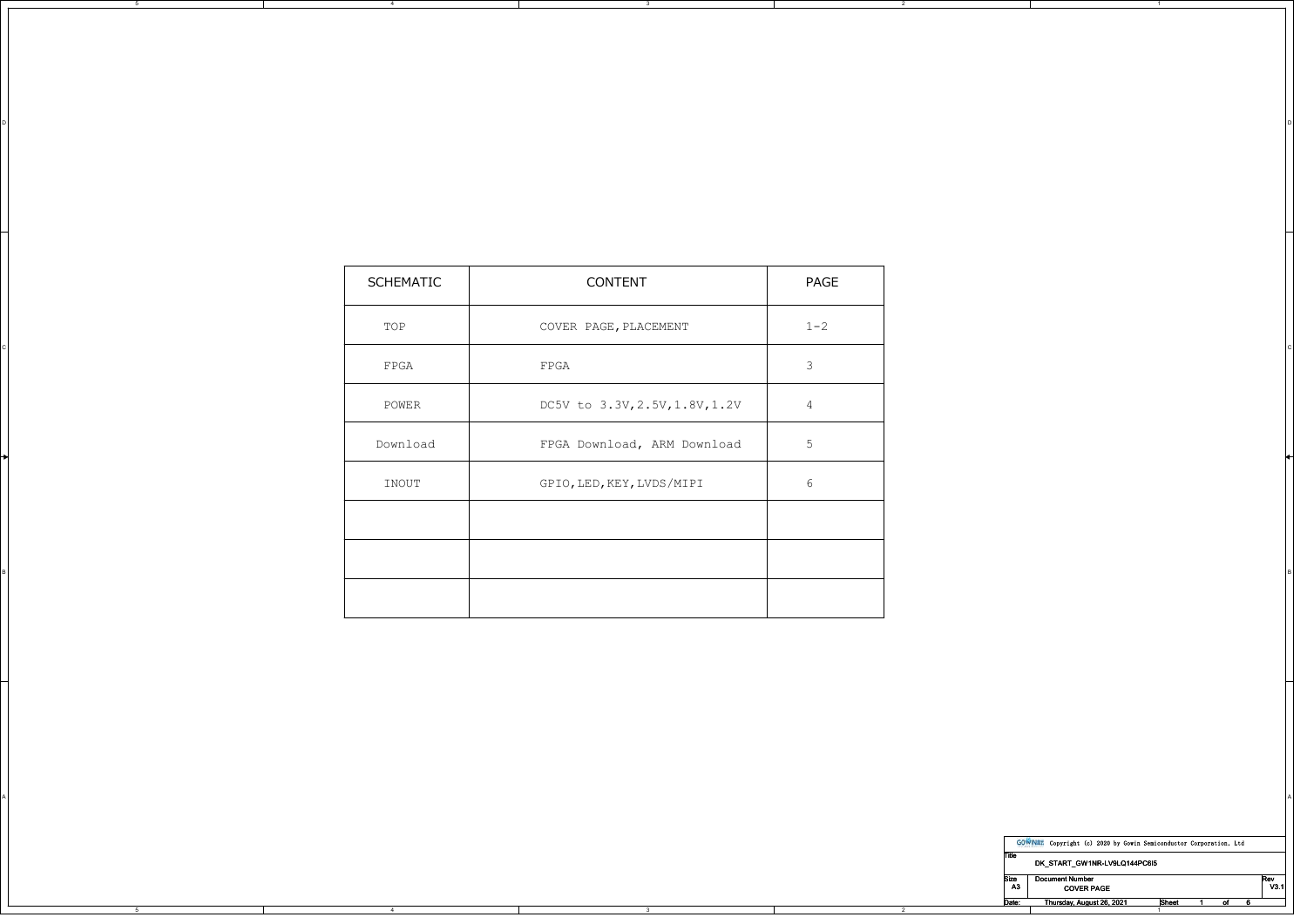| SCHEMATIC | CONTENT | PAGE |
|---|---|---|
| TOP | COVER PAGE,PLACEMENT | 1-2 |
| FPGA | FPGA | 3 |
| POWER | DC5V to 3.3V,2.5V,1.8V,1.2V | 4 |
| Download | FPGA Download, ARM Download | 5 |
| INOUT | GPIO,LED,KEY,LVDS/MIPI | 6 |
| | | |
| | | |
| | | |

GOWIN Copyright (c) 2020 by Gowin Semiconductor Corporation, Ltd

| | | |
|---|---|---|
| Title | DK_START_GW1NR-LV9LQ144PC6I5 | |
| Size A3 | Document Number COVER PAGE | Rev V3.1 |
| Date: | Thursday, August 26, 2021 | Sheet 1 of 6 |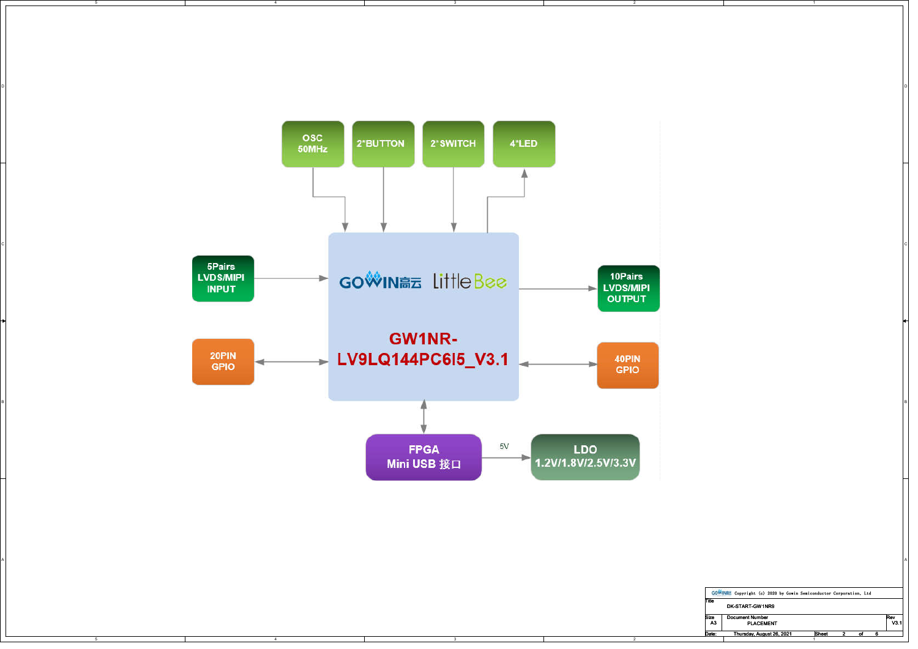OSC 50MHz

2*BUTTON

2*SWITCH

4*LED

5Pairs LVDS/MIPI INPUT

GOWIN高云 LittleBee

GW1NR-LV9LQ144PC6I5_V3.1

10Pairs LVDS/MIPI OUTPUT

20PIN GPIO

40PIN GPIO

FPGA Mini USB 接口

5V

LDO 1.2V/1.8V/2.5V/3.3V

| | |
|---|---|
| GOWIN高云 Copyright (c) 2020 by Gowin Semiconductor Corporation, Ltd | |
| Title | DK-START-GW1NR9 |
| Size A3 | Document Number PLACEMENT | Rev V3.1 |
| Date: Thursday, August 26, 2021 | Sheet 2 of 6 |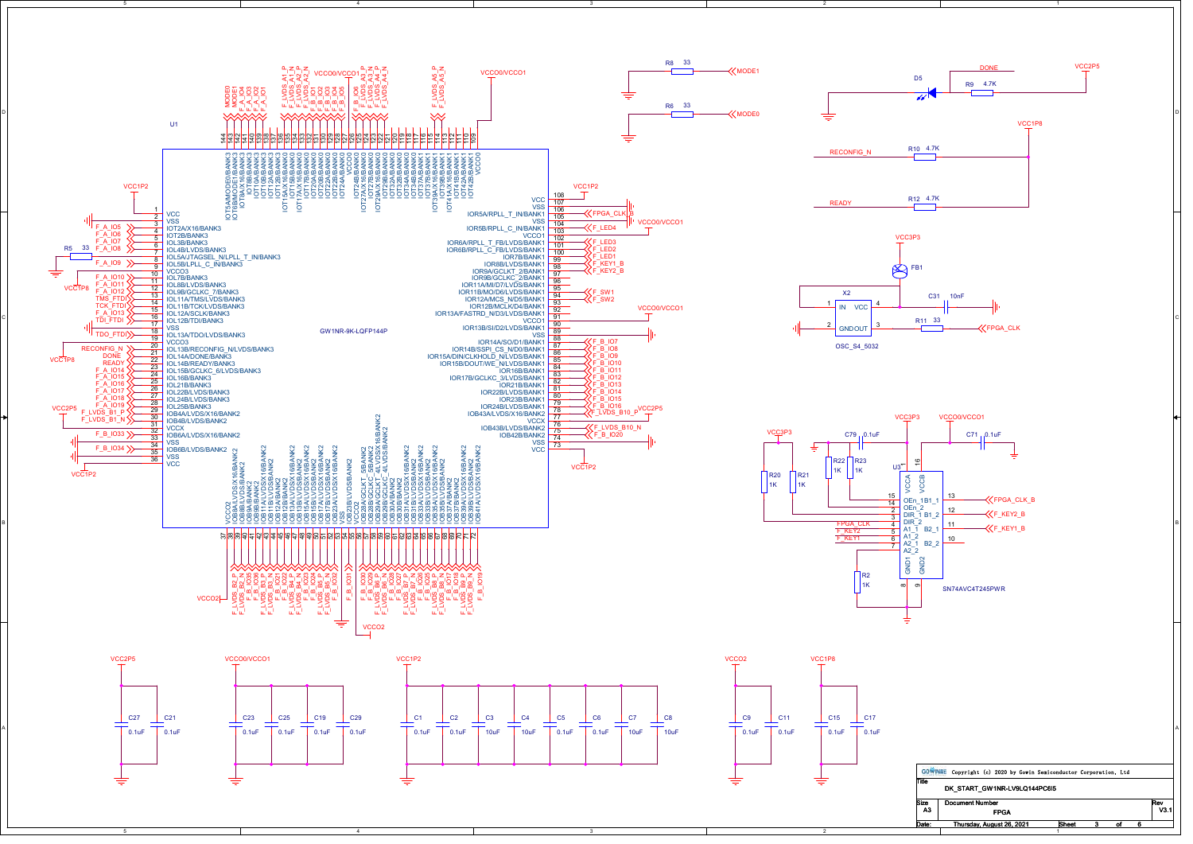# FPGA

## U1: GW1NR-9K-LQFP144P

| Pin | Name | Net |
|---|---|---|
| 1 | VCC | VCC1P2 |
| 2 | VSS | GND |
| 3 | IOT2A/X16/BANK3 | F_A_IO6 |
| 4 | IOT2B/BANK3 | F_A_IO6 |
| 5 | IOL3B/BANK3 | F_A_IO7 |
| 6 | IOL4B/LVDS/BANK3 | F_A_IO8 |
| 7 | IOL5A/JTAGSEL_N/LPLL_T_IN/BANK3 | R5 33 |
| 8 | IOL5B/LPLL_C_IN/BANK3 | F_A_IO9 |
| 9 | VCCO3 | |
| 10 | IOL7B/BANK3 | F_A_IO10 |
| 11 | IOL8B/LVDS/BANK3 | F_A_IO11 |
| 12 | IOL9B/GCLKC_7/BANK3 | F_A_IO12 |
| 13 | IOL11A/TMS/LVDS/BANK3 | TMS_FTDI |
| 14 | IOL11B/TCK/LVDS/BANK3 | TCK_FTDI |
| 15 | IOL12A/SCLK/BANK3 | F_A_IO13 |
| 16 | IOL12B/TDI/BANK3 | TDI_FTDI |
| 17 | VSS | GND |
| 18 | IOL13A/TDO/LVDS/BANK3 | TDO_FTDI |
| 19 | VCCO3 | |
| 20 | IOL13B/RECONFIG_N/LVDS/BANK3 | RECONFIG_N |
| 21 | IOL14A/DONE/BANK3 | DONE |
| 22 | IOL14B/READY/BANK3 | READY |
| 23 | IOL15B/GCLKC_6/LVDS/BANK3 | F_A_IO14 |
| 24 | IOL16B/LVDS/BANK3 | F_A_IO15 |
| 25 | IOL21B/BANK3 | F_A_IO16 |
| 26 | IOL22B/LVDS/BANK3 | F_A_IO17 |
| 27 | IOL24B/LVDS/BANK3 | F_A_IO18 |
| 28 | IOL25B/BANK3 | F_A_IO19 |
| 29 | IOB4A/LVDS/X16/BANK2 | F_LVDS_B1_P |
| 30 | IOB4B/LVDS/BANK2 | F_LVDS_B1_N |
| 31 | VCCX | VCC2P5 |
| 32 | IOB6A/LVDS/X16/BANK2 | F_B_IO33 |
| 33 | VSS | GND |
| 34 | IOB6B/LVDS/BANK2 | F_B_IO34 |
| 35 | VSS | GND |
| 36 | VCC | VCC1P2 |
| 37 | VCCO2 | VCCO2 |
| 38 | IOB8A/LVDS/X16/BANK2 | F_LVDS_B2_P |
| 39 | IOB8B/LVDS/BANK2 | F_LVDS_B2_N |
| 40 | IOB9A/BANK2 | F_B_IO35 |
| 41 | IOB9B/BANK2 | F_B_IO36 |
| 42 | IOB11A/LVDS/X16/BANK2 | F_LVDS_B3_P |
| 43 | IOB11B/LVDS/BANK2 | F_LVDS_B3_N |
| 44 | IOB12A/BANK2 | F_B_IO21 |
| 45 | IOB12B/BANK2 | F_B_IO22 |
| 46 | IOB13A/LVDS/X16/BANK2 | F_LVDS_B4_P |
| 47 | IOB13B/LVDS/BANK2 | F_LVDS_B4_N |
| 48 | IOB15A/LVDS/X16/BANK2 | F_B_IO23 |
| 49 | IOB15B/LVDS/BANK2 | F_B_IO24 |
| 50 | IOB16A/LVDS/X16/BANK2 | F_LVDS_B5_P |
| 51 | IOB16B/LVDS/BANK2 | F_LVDS_B5_N |
| 52 | IOB17B/LVDS/X16/BANK2 | F_B_IO32 |
| 53 | IOB22A/LVDS/X16/BANK2 | F_B_IO31 |
| 54 | VSS | GND |
| 55 | IOB22B/LVDS/BANK2 | |
| 56 | VCCO2 | VCCO2 |
| 57 | IOB28A/GCLKT_5/BANK2 | F_B_IO30 |
| 58 | IOB28B/GCLKC_5/BANK2 | F_B_IO29 |
| 59 | IOB29A/GCLKT_4/LVDS/X16/BANK2 | F_LVDS_B6_P |
| 60 | IOB29B/GCLKC_4/LVDS/BANK2 | F_LVDS_B6_N |
| 61 | IOB30A/LVDS/X16/BANK2 | F_B_IO28 |
| 62 | IOB30B/LVDS/BANK2 | F_B_IO27 |
| 63 | IOB31A/LVDS/X16/BANK2 | F_LVDS_B7_P |
| 64 | IOB31B/LVDS/BANK2 | F_LVDS_B7_N |
| 65 | IOB33A/LVDS/X16/BANK2 | F_B_IO26 |
| 66 | IOB33B/LVDS/BANK2 | F_B_IO25 |
| 67 | IOB35A/LVDS/X16/BANK2 | F_LVDS_B8_P |
| 68 | IOB35B/LVDS/BANK2 | F_LVDS_B8_N |
| 69 | IOB37A/BANK2 | F_B_IO17 |
| 70 | IOB37B/BANK2 | F_B_IO18 |
| 71 | IOB39A/LVDS/X16/BANK2 | F_LVDS_B9_P |
| 72 | IOB39B/LVDS/BANK2 | F_LVDS_B9_N |
| 72 | IOB41A/LVDS/X16/BANK2 | F_B_IO19 |
| 73 | VCC | VCC1P2 |
| 74 | VSS | GND |
| 75 | IOB42B/BANK2 | F_B_IO20 |
| 76 | IOB43B/LVDS/BANK2 | F_LVDS_B10_N |
| 77 | VCCX | VCC2P5 |
| 78 | IOB43A/LVDS/X16/BANK2 | F_LVDS_B10_P |
| 79 | IOR24B/LVDS/BANK1 | F_B_IO16 |
| 80 | IOR23B/BANK1 | F_B_IO15 |
| 81 | IOR22B/LVDS/BANK1 | F_B_IO14 |
| 82 | IOR21B/BANK1 | F_B_IO13 |
| 83 | IOR17B/GCLKC_3/LVDS/BANK1 | F_B_IO12 |
| 84 | IOR16B/BANK1 | F_B_IO11 |
| 85 | IOR15B/DOUT/WE_N/LVDS/BANK1 | F_B_IO10 |
| 86 | IOR15A/DIN/CLKHOLD_N/LVDS/BANK1 | F_B_IO9 |
| 87 | IOR14B/SSPI_CS_N/D0/BANK1 | F_B_IO8 |
| 88 | IOR14A/SO/D1/BANK1 | F_B_IO7 |
| 89 | VSS | GND |
| 90 | IOR13B/SI/D2/LVDS/BANK1 | |
| 91 | VCCO1 | VCCO0/VCCO1 |
| 92 | IOR13A/FASTRD_N/D3/LVDS/BANK1 | |
| 93 | IOR12B/MCLK/D4/BANK1 | |
| 94 | IOR12A/MCS_N/D5/BANK1 | F_SW2 |
| 95 | IOR11B/MO/D6/LVDS/BANK1 | F_SW1 |
| 96 | IOR11A/MI/D7/LVDS/BANK1 | |
| 97 | IOR9B/GCLKC_2/BANK1 | F_KEY2_B |
| 98 | IOR9A/GCLKT_2/BANK1 | F_KEY1_B |
| 99 | IOR8B/LVDS/BANK1 | F_LED1 |
| 100 | IOR7B/BANK1 | F_LED2 |
| 101 | IOR6B/RPLL_C_FB/LVDS/BANK1 | F_LED3 |
| 101 | IOR6A/RPLL_T_FB/LVDS/BANK1 | |
| 102 | VCCO1 | VCCO0/VCCO1 |
| 103 | IOR5B/RPLL_C_IN/BANK1 | F_LED4 |
| 104 | VSS | GND |
| 105 | IOR5A/RPLL_T_IN/BANK1 | FPGA_CLK_B |
| 106 | VSS | GND |
| 107 | VCC | VCC1P2 |
| 108 | VCC | VCC1P2 |
| 109 | VCCO | VCCO0/VCCO1 |
| 110 | IOT42B/BANK1 | |
| 111 | IOT42A/BANK1 | |
| 112 | IOT41B/BANK1 | |
| 113 | IOT41A/X16/BANK1 | |
| 114 | IOT38B/BANK1 | F_LVDS_A5_N |
| 115 | IOT38A/X16/BANK1 | F_LVDS_A5_P |
| 116 | IOT37B/BANK0 | |
| 117 | IOT37A/BANK0 | |
| 118 | IOT35B/BANK0 | |
| 119 | IOT34B/BANK0 | |
| 120 | IOT32A/BANK0 | |
| 121 | IOT30B/BANK0 | F_LVDS_A4_N |
| 122 | IOT30A/X16/BANK0 | F_LVDS_A4_P |
| 123 | IOT29B/BANK0 | F_LVDS_A3_N |
| 124 | IOT29A/X16/BANK0 | F_LVDS_A3_P |
| 125 | IOT27B/BANK0 | F_B_IO6 |
| 126 | VCCO0 | VCCO0/VCCO1 |
| 127 | IOT24A/BANK0 | F_B_IO4 |
| 128 | IOT22B/BANK0 | F_B_IO3 |
| 129 | IOT22A/BANK0 | F_B_IO2 |
| 130 | IOT20B/BANK0 | F_B_IO1 |
| 131 | IOT20A/BANK0 | F_LVDS_A2_N |
| 132 | IOT17B/BANK0 | F_LVDS_A2_P |
| 133 | IOT17A/X16/BANK0 | F_LVDS_A1_N |
| 134 | IOT15B/BANK0 | F_LVDS_A1_P |
| 135 | IOT15A/X16/BANK0 | |
| 136 | IOT13A/BANK3 | |
| 137 | IOT12B/BANK3 | |
| 138 | IOT12A/BANK3 | F_A_IO1 |
| 139 | IOT10B/BANK3 | F_A_IO2 |
| 140 | IOT8B/BANK3 | F_A_IO3 |
| 141 | IOT7B/BANK3 | F_A_IO4 |
| 142 | IOT6B/MODE1/BANK3 | MODE1 |
| 143 | IOT5A/MODE0/BANK3 | MODE0 |
| 144 | IOT5A/MODE0/BANK3 | |

## Configuration / Misc

- MODE1 — R8 33 — GND
- MODE0 — R6 33 — GND
- DONE — R9 4.7K — D5 — GND; VCC2P5
- RECONFIG_N — R10 4.7K — VCC1P8
- READY — R12 4.7K — VCC1P8
- R5 33 (pin 7) — GND; VCC1P8 (pin 20 area)

## Oscillator

X2: OSC_S4_5032 — 1 IN, 2 GND, 3 OUT, 4 VCC

- VCC3P3 — FB1 — X2 VCC (pin 4), C31 10nF to GND
- OUT (pin 3) — R11 33 — FPGA_CLK

## Level Shifter U3: SN74AVC4T245PWR

| Pin | Name | Net |
|---|---|---|
| 1 | VCCA | VCC3P3 (C79 0.1uF) |
| 16 | VCCB | VCCO0/VCCO1 (C71 0.1uF) |
| 15 | OEn_1 | R23 1K |
| 14 | OEn_2 | R22 1K |
| 2 | DIR_1 | R21 1K |
| 3 | DIR_2 | R20 1K |
| 4 | A1_1 | FPGA_CLK |
| 5 | A1_2 | F_KEY2 |
| 6 | A2_1 | F_KEY1 |
| 7 | A2_2 | |
| 13 | B1_1 | FPGA_CLK_B |
| 12 | B1_2 | F_KEY2_B |
| 11 | B2_1 | F_KEY1_B |
| 10 | B2_2 | |
| 8 | GND1 | GND |
| 9 | GND2 | GND |

R20, R21: VCC3P3 pull-ups 1K; R2 1K to GND.

## Decoupling Capacitors

- VCC2P5: C27 0.1uF, C21 0.1uF
- VCCO0/VCCO1: C23 0.1uF, C25 0.1uF, C19 0.1uF, C29 0.1uF
- VCC1P2: C1 0.1uF, C2 0.1uF, C3 10uF, C4 10uF, C5 0.1uF, C6 0.1uF, C7 10uF, C8 10uF
- VCCO2: C9 0.1uF, C11 0.1uF
- VCC1P8: C15 0.1uF, C17 0.1uF

| | |
|---|---|
| GOWIN | Copyright (c) 2020 by Gowin Semiconductor Corporation, Ltd |
| Title | DK_START_GW1NR-LV9LQ144PC6I5 |
| Size | A3 |
| Document Number | FPGA |
| Rev | V3.1 |
| Date | Thursday, August 26, 2021 |
| Sheet | 3 of 6 |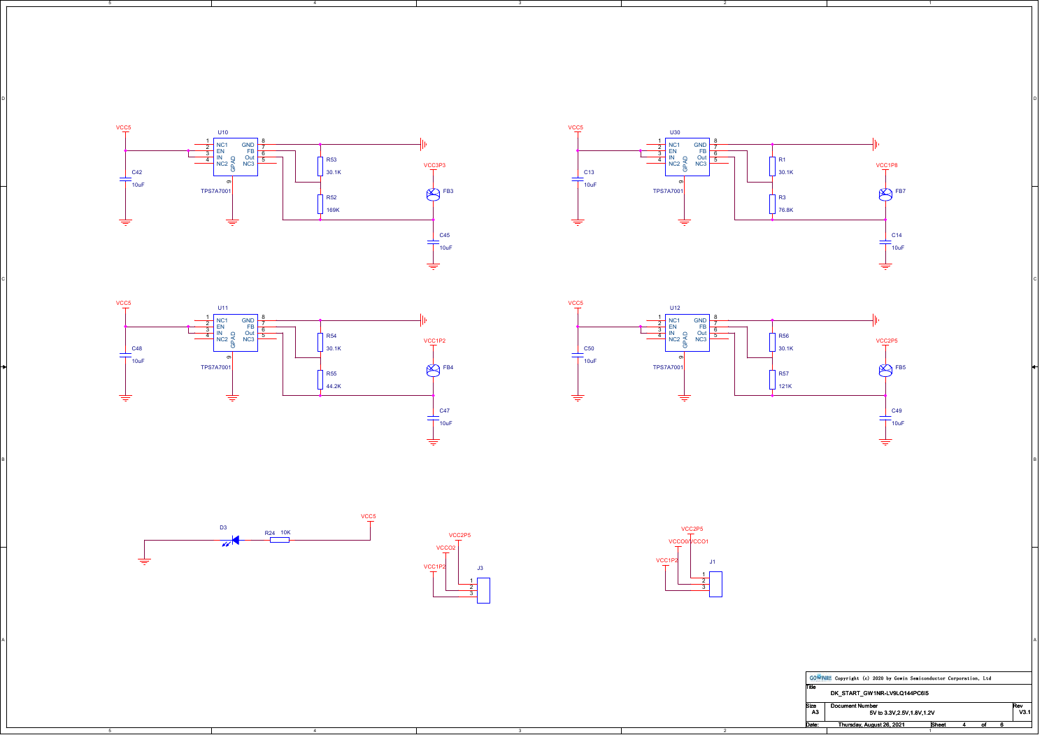VCC5

U10

| Pin | Name |
|---|---|
| 1 | NC1 |
| 2 | EN |
| 3 | IN |
| 4 | NC2 |
| 8 | GND |
| 7 | FB |
| 6 | Out |
| 5 | NC3 |
| 9 | GPAD |

TPS7A7001

C42 10uF

R53 30.1K

R52 169K

VCC3P3

FB3

C45 10uF

VCC5

U30

| Pin | Name |
|---|---|
| 1 | NC1 |
| 2 | EN |
| 3 | IN |
| 4 | NC2 |
| 8 | GND |
| 7 | FB |
| 6 | Out |
| 5 | NC3 |
| 9 | GPAD |

TPS7A7001

C13 10uF

R1 30.1K

R3 76.8K

VCC1P8

FB7

C14 10uF

VCC5

U11

| Pin | Name |
|---|---|
| 1 | NC1 |
| 2 | EN |
| 3 | IN |
| 4 | NC2 |
| 8 | GND |
| 7 | FB |
| 6 | Out |
| 5 | NC3 |
| 9 | GPAD |

TPS7A7001

C48 10uF

R54 30.1K

R55 44.2K

VCC1P2

FB4

C47 10uF

VCC5

U12

| Pin | Name |
|---|---|
| 1 | NC1 |
| 2 | EN |
| 3 | IN |
| 4 | NC2 |
| 8 | GND |
| 7 | FB |
| 6 | Out |
| 5 | NC3 |
| 9 | GPAD |

TPS7A7001

C50 10uF

R56 30.1K

R57 121K

VCC2P5

FB5

C49 10uF

D3

R24 10K

VCC5

J3

| Pin | Net |
|---|---|
| 1 | VCC2P5 |
| 2 | VCCO2 |
| 3 | VCC1P2 |

J1

| Pin | Net |
|---|---|
| 1 | VCC2P5 |
| 2 | VCCO0/VCCO1 |
| 3 | VCC1P2 |

Copyright (c) 2020 by Gowin Semiconductor Corporation, Ltd

| Title | DK_START_GW1NR-LV9LQ144PC6I5 | |
|---|---|---|
| Size A3 | Document Number: 5V to 3.3V,2.5V,1.8V,1.2V | Rev V3.1 |
| Date: Thursday, August 26, 2021 | Sheet 4 of 6 | |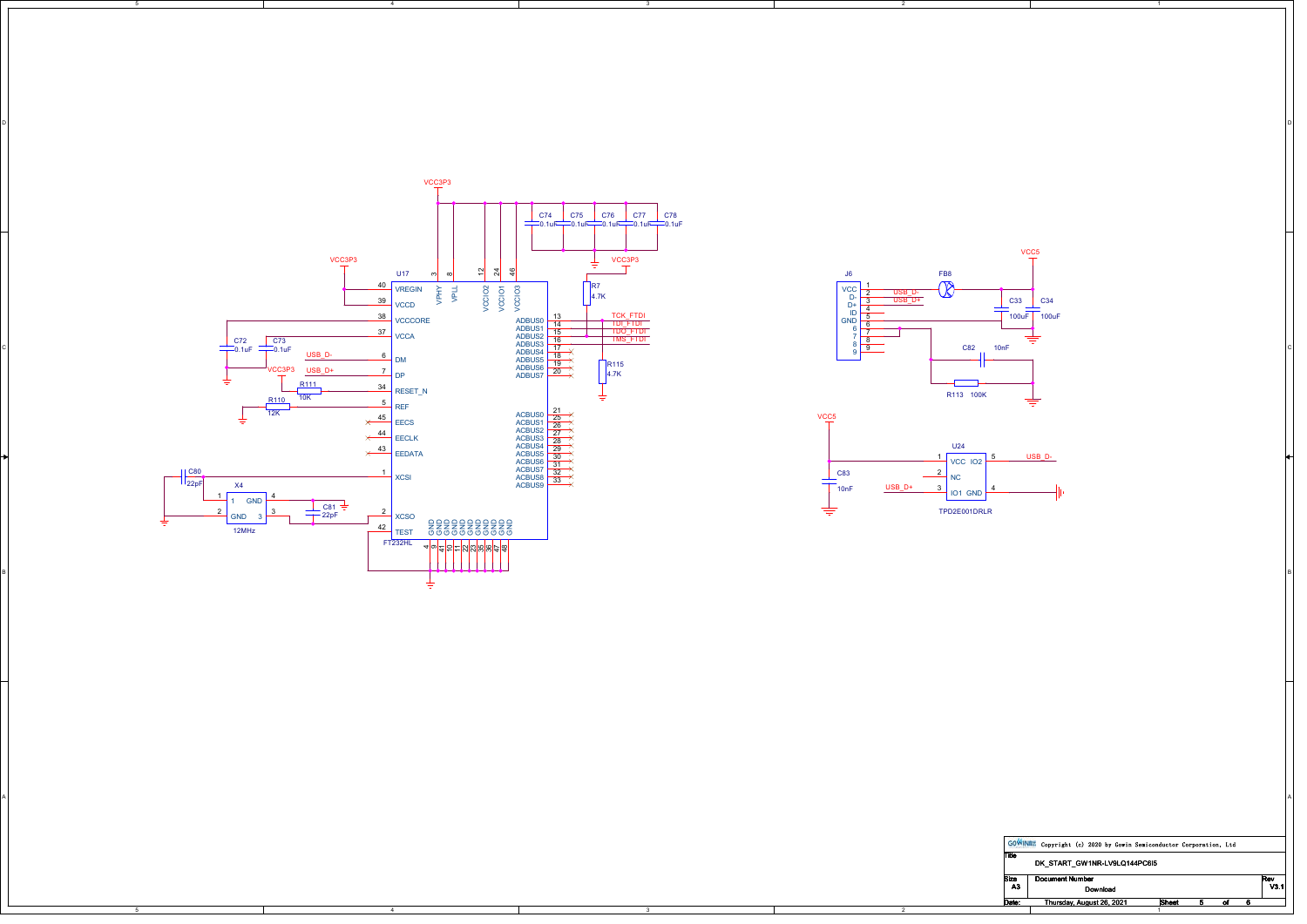VCC3P3

C74 0.1uF C75 0.1uF C76 0.1uF C77 0.1uF C78 0.1uF

VCC3P3

U17

| Pin | Name | | Pin | Name |
|---|---|---|---|---|
| 40 | VREGIN | | 13 | ADBUS0 (TCK_FTDI) |
| 39 | VCCD | | 14 | ADBUS1 (TDI_FTDI) |
| 38 | VCCCORE | | 15 | ADBUS2 (TDO_FTDI) |
| 37 | VCCA | | 16 | ADBUS3 (TMS_FTDI) |
| 6 | DM (USB_D-) | | 17 | ADBUS4 |
| 7 | DP (USB_D+) | | 18 | ADBUS5 |
| 34 | RESET_N | | 19 | ADBUS6 |
| 5 | REF | | 20 | ADBUS7 |
| 45 | EECS | | 21 | ACBUS0 |
| 44 | EECLK | | 25 | ACBUS1 |
| 43 | EEDATA | | 26 | ACBUS2 |
| 1 | XCSI | | 27 | ACBUS3 |
| 2 | XCSO | | 28 | ACBUS4 |
| 42 | TEST | | 29 | ACBUS5 |
| | | | 30 | ACBUS6 |
| | | | 31 | ACBUS7 |
| | | | 32 | ACBUS8 |
| | | | 33 | ACBUS9 |

Top pins: 3 VPHY, 8 VPLL, 12 VCCIO2, 24 VCCIO1, 46 VCCIO3

GND pins: 4, 9, 41, 10, 11, 22, 23, 35, 36, 47, 48

FT232HL

C72 0.1uF, C73 0.1uF

VCC3P3, R111 10K, R110 12K

R7 4.7K, R115 4.7K

C80 22pF, X4 12MHz (1, GND, 4; 2, GND, 3), C81 22pF

J6: 1 VCC, 2 D- (USB_D-), 3 D+ (USB_D+), 4 ID, 5 GND, 6, 7, 8, 9

FB8, VCC5, C33 100uF, C34 100uF, C82 10nF, R113 100K

VCC5, C83 10nF

U24 TPD2E001DRLR: 1 VCC, 2 NC, 3 IO1 (USB_D+), 4 GND, 5 IO2 (USB_D-)

Copyright (c) 2020 by Gowin Semiconductor Corporation, Ltd

| Title | DK_START_GW1NR-LV9LQ144PC6I5 | |
|---|---|---|
| Size A3 | Document Number: Download | Rev V3.1 |
| Date: Thursday, August 26, 2021 | Sheet 5 of 6 | |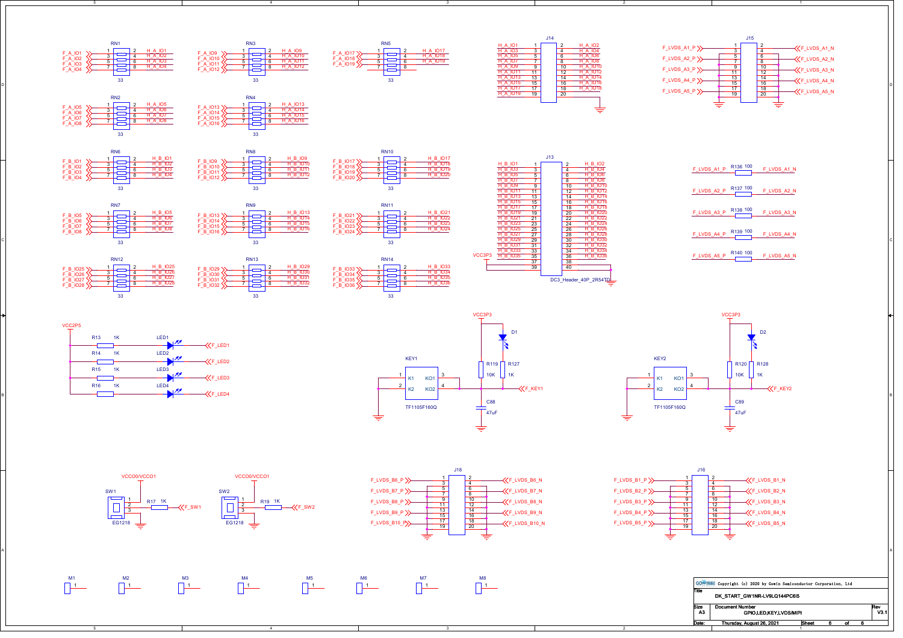RN1 33
F_A_IO1, F_A_IO2, F_A_IO3, F_A_IO4 — H_A_IO1, H_A_IO2, H_A_IO3, H_A_IO4

RN2 33
F_A_IO5, F_A_IO6, F_A_IO7, F_A_IO8 — H_A_IO5, H_A_IO6, H_A_IO7, H_A_IO8

RN3 33
F_A_IO9, F_A_IO10, F_A_IO11, F_A_IO12 — H_A_IO9, H_A_IO10, H_A_IO11, H_A_IO12

RN4 33
F_A_IO13, F_A_IO14, F_A_IO15, F_A_IO16 — H_A_IO13, H_A_IO14, H_A_IO15, H_A_IO16

RN5 33
F_A_IO17, F_A_IO18, F_A_IO19 — H_A_IO17, H_A_IO18, H_A_IO19

RN6 33
F_B_IO1, F_B_IO2, F_B_IO3, F_B_IO4 — H_B_IO1, H_B_IO2, H_B_IO3, H_B_IO4

RN7 33
F_B_IO5, F_B_IO6, F_B_IO7, F_B_IO8 — H_B_IO5, H_B_IO6, H_B_IO7, H_B_IO8

RN8 33
F_B_IO9, F_B_IO10, F_B_IO11, F_B_IO12 — H_B_IO9, H_B_IO10, H_B_IO11, H_B_IO12

RN9 33
F_B_IO13, F_B_IO14, F_B_IO15, F_B_IO16 — H_B_IO13, H_B_IO14, H_B_IO15, H_B_IO16

RN10 33
F_B_IO17, F_B_IO18, F_B_IO19, F_B_IO20 — H_B_IO17, H_B_IO18, H_B_IO19, H_B_IO20

RN11 33
F_B_IO21, F_B_IO22, F_B_IO23, F_B_IO24 — H_B_IO21, H_B_IO22, H_B_IO23, H_B_IO24

RN12 33
F_B_IO25, F_B_IO26, F_B_IO27, F_B_IO28 — H_B_IO25, H_B_IO26, H_B_IO27, H_B_IO28

RN13 33
F_B_IO29, F_B_IO30, F_B_IO31, F_B_IO32 — H_B_IO29, H_B_IO30, H_B_IO31, H_B_IO32

RN14 33
F_B_IO33, F_B_IO34, F_B_IO35, F_B_IO36 — H_B_IO33, H_B_IO34, H_B_IO35, H_B_IO36

J14

| | | | |
|---|---|---|---|
| H_A_IO1 | 1 | 2 | H_A_IO2 |
| H_A_IO3 | 3 | 4 | H_A_IO4 |
| H_A_IO5 | 5 | 6 | H_A_IO6 |
| H_A_IO7 | 7 | 8 | H_A_IO8 |
| H_A_IO9 | 9 | 10 | H_A_IO10 |
| H_A_IO11 | 11 | 12 | H_A_IO12 |
| H_A_IO13 | 13 | 14 | H_A_IO14 |
| H_A_IO15 | 15 | 16 | H_A_IO16 |
| H_A_IO17 | 17 | 18 | H_A_IO18 |
| H_A_IO19 | 19 | 20 | |

J15

| | | | |
|---|---|---|---|
| | 1 | 2 | |
| F_LVDS_A1_P | 3 | 4 | F_LVDS_A1_N |
| F_LVDS_A2_P | 5 | 6 | F_LVDS_A2_N |
| | 7 | 8 | |
| F_LVDS_A3_P | 9 | 10 | F_LVDS_A3_N |
| | 11 | 12 | |
| F_LVDS_A4_P | 13 | 14 | F_LVDS_A4_N |
| | 15 | 16 | |
| F_LVDS_A5_P | 17 | 18 | F_LVDS_A5_N |
| | 19 | 20 | |

J13 — DC3_Header_40P_2R54TD

| | | | |
|---|---|---|---|
| H_B_IO1 | 1 | 2 | H_B_IO2 |
| H_B_IO3 | 3 | 4 | H_B_IO4 |
| H_B_IO5 | 5 | 6 | H_B_IO6 |
| H_B_IO7 | 7 | 8 | H_B_IO8 |
| H_B_IO9 | 9 | 10 | H_B_IO10 |
| H_B_IO11 | 11 | 12 | H_B_IO12 |
| H_B_IO13 | 13 | 14 | H_B_IO14 |
| H_B_IO15 | 15 | 16 | H_B_IO16 |
| H_B_IO17 | 17 | 18 | H_B_IO18 |
| H_B_IO19 | 19 | 20 | H_B_IO20 |
| H_B_IO21 | 21 | 22 | H_B_IO22 |
| H_B_IO23 | 23 | 24 | H_B_IO24 |
| H_B_IO25 | 25 | 26 | H_B_IO26 |
| H_B_IO27 | 27 | 28 | H_B_IO28 |
| H_B_IO29 | 29 | 30 | H_B_IO30 |
| H_B_IO31 | 31 | 32 | H_B_IO32 |
| H_B_IO33 | 33 | 34 | H_B_IO34 |
| VCC3P3 H_B_IO35 | 35 | 36 | H_B_IO36 |
| | 37 | 38 | |
| | 39 | 40 | |

F_LVDS_A1_P — R136 100 — F_LVDS_A1_N
F_LVDS_A2_P — R137 100 — F_LVDS_A2_N
F_LVDS_A3_P — R138 100 — F_LVDS_A3_N
F_LVDS_A4_P — R139 100 — F_LVDS_A4_N
F_LVDS_A5_P — R140 100 — F_LVDS_A5_N

VCC2P5
R13 1K — LED1 — F_LED1
R14 1K — LED2 — F_LED2
R15 1K — LED3 — F_LED3
R16 1K — LED4 — F_LED4

VCC3P3 — D1 — R127 1K; R119 10K
KEY1 TF1105F160Q (K1, K2, KO1, KO2; pins 1, 2, 3, 4) — F_KEY1
C88 47uF

VCC3P3 — D2 — R128 1K; R120 10K
KEY2 TF1105F160Q (K1, K2, KO1, KO2; pins 1, 2, 3, 4) — F_KEY2
C89 47uF

VCC0/VCCO1 — SW1 EG1218 — R17 1K — F_SW1
VCC0/VCCO1 — SW2 EG1218 — R19 1K — F_SW2

J18

| | | | |
|---|---|---|---|
| F_LVDS_B6_P | 1 | 2 | F_LVDS_B6_N |
| | 3 | 4 | |
| F_LVDS_B7_P | 5 | 6 | F_LVDS_B7_N |
| | 7 | 8 | |
| F_LVDS_B8_P | 9 | 10 | F_LVDS_B8_N |
| | 11 | 12 | |
| F_LVDS_B9_P | 13 | 14 | F_LVDS_B9_N |
| | 15 | 16 | |
| F_LVDS_B10_P | 17 | 18 | F_LVDS_B10_N |
| | 19 | 20 | |

J16

| | | | |
|---|---|---|---|
| F_LVDS_B1_P | 1 | 2 | F_LVDS_B1_N |
| | 3 | 4 | |
| F_LVDS_B2_P | 5 | 6 | F_LVDS_B2_N |
| | 7 | 8 | |
| F_LVDS_B3_P | 9 | 10 | F_LVDS_B3_N |
| | 11 | 12 | |
| F_LVDS_B4_P | 13 | 14 | F_LVDS_B4_N |
| | 15 | 16 | |
| F_LVDS_B5_P | 17 | 18 | F_LVDS_B5_N |
| | 19 | 20 | |

M1 1, M2 1, M3 1, M4 1, M5 1, M6 1, M7 1, M8 1

GOWIN Copyright (c) 2020 by Gowin Semiconductor Corporation, Ltd

| | | |
|---|---|---|
| Title | DK_START_GW1NR-LV9LQ144PC6I5 | |
| Size A3 | Document Number GPIO,LED,KEY,LVDS/MIPI | Rev V3.1 |
| Date: Thursday, August 26, 2021 | Sheet 6 of 6 | |